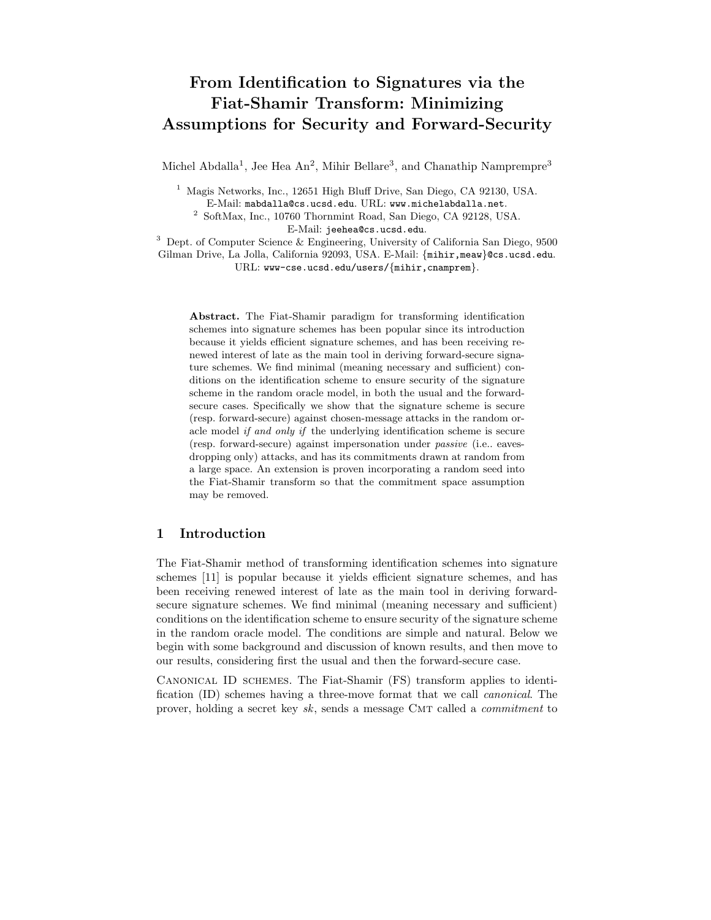# From Identification to Signatures via the Fiat-Shamir Transform: Minimizing Assumptions for Security and Forward-Security

Michel Abdalla[1], Jee Hea An[2], Mihir Bellare[3], and Chanathip Namprempre[3]

[1] Magis Networks, Inc., 12651 High Bluff Drive, San Diego, CA 92130, USA. E-Mail: mabdalla@cs.ucsd.edu. URL: www.michelabdalla.net.

[2] SoftMax, Inc., 10760 Thornmint Road, San Diego, CA 92128, USA. E-Mail: jeehea@cs.ucsd.edu.

[3] Dept. of Computer Science & Engineering, University of California San Diego, 9500 Gilman Drive, La Jolla, California 92093, USA. E-Mail: {mihir,meaw}@cs.ucsd.edu. URL: www-cse.ucsd.edu/users/{mihir,cnamprem}.

**Abstract.** The Fiat-Shamir paradigm for transforming identification schemes into signature schemes has been popular since its introduction because it yields efficient signature schemes, and has been receiving renewed interest of late as the main tool in deriving forward-secure signature schemes. We find minimal (meaning necessary and sufficient) conditions on the identification scheme to ensure security of the signature scheme in the random oracle model, in both the usual and the forward-secure cases. Specifically we show that the signature scheme is secure (resp. forward-secure) against chosen-message attacks in the random oracle model *if and only if* the underlying identification scheme is secure (resp. forward-secure) against impersonation under *passive* (i.e.. eavesdropping only) attacks, and has its commitments drawn at random from a large space. An extension is proven incorporating a random seed into the Fiat-Shamir transform so that the commitment space assumption may be removed.

## 1 Introduction

The Fiat-Shamir method of transforming identification schemes into signature schemes [11] is popular because it yields efficient signature schemes, and has been receiving renewed interest of late as the main tool in deriving forward-secure signature schemes. We find minimal (meaning necessary and sufficient) conditions on the identification scheme to ensure security of the signature scheme in the random oracle model. The conditions are simple and natural. Below we begin with some background and discussion of known results, and then move to our results, considering first the usual and then the forward-secure case.

Canonical ID schemes. The Fiat-Shamir (FS) transform applies to identification (ID) schemes having a three-move format that we call *canonical*. The prover, holding a secret key $sk$, sends a message CMT called a *commitment* to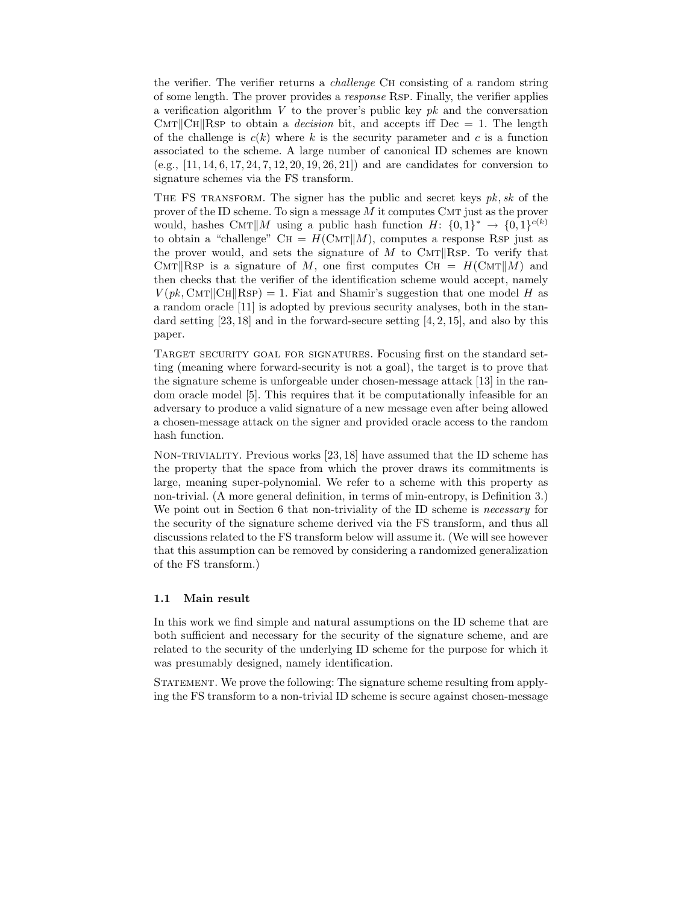the verifier. The verifier returns a *challenge* CH consisting of a random string of some length. The prover provides a *response* RSP. Finally, the verifier applies a verification algorithm $V$ to the prover's public key $pk$ and the conversation CMT‖CH‖RSP to obtain a *decision* bit, and accepts iff Dec = 1. The length of the challenge is $c(k)$ where $k$ is the security parameter and $c$ is a function associated to the scheme. A large number of canonical ID schemes are known (e.g., [11, 14, 6, 17, 24, 7, 12, 20, 19, 26, 21]) and are candidates for conversion to signature schemes via the FS transform.

THE FS TRANSFORM. The signer has the public and secret keys $pk, sk$ of the prover of the ID scheme. To sign a message $M$ it computes CMT just as the prover would, hashes CMT‖$M$ using a public hash function $H\colon \{0,1\}^* \to \{0,1\}^{c(k)}$ to obtain a "challenge" CH $= H(\text{CMT}\|M)$, computes a response RSP just as the prover would, and sets the signature of $M$ to CMT‖RSP. To verify that CMT‖RSP is a signature of $M$, one first computes CH $= H(\text{CMT}\|M)$ and then checks that the verifier of the identification scheme would accept, namely $V(pk, \text{CMT}\|\text{CH}\|\text{RSP}) = 1$. Fiat and Shamir's suggestion that one model $H$ as a random oracle [11] is adopted by previous security analyses, both in the standard setting [23, 18] and in the forward-secure setting [4, 2, 15], and also by this paper.

TARGET SECURITY GOAL FOR SIGNATURES. Focusing first on the standard setting (meaning where forward-security is not a goal), the target is to prove that the signature scheme is unforgeable under chosen-message attack [13] in the random oracle model [5]. This requires that it be computationally infeasible for an adversary to produce a valid signature of a new message even after being allowed a chosen-message attack on the signer and provided oracle access to the random hash function.

NON-TRIVIALITY. Previous works [23, 18] have assumed that the ID scheme has the property that the space from which the prover draws its commitments is large, meaning super-polynomial. We refer to a scheme with this property as non-trivial. (A more general definition, in terms of min-entropy, is Definition 3.) We point out in Section 6 that non-triviality of the ID scheme is *necessary* for the security of the signature scheme derived via the FS transform, and thus all discussions related to the FS transform below will assume it. (We will see however that this assumption can be removed by considering a randomized generalization of the FS transform.)

### 1.1 Main result

In this work we find simple and natural assumptions on the ID scheme that are both sufficient and necessary for the security of the signature scheme, and are related to the security of the underlying ID scheme for the purpose for which it was presumably designed, namely identification.

STATEMENT. We prove the following: The signature scheme resulting from applying the FS transform to a non-trivial ID scheme is secure against chosen-message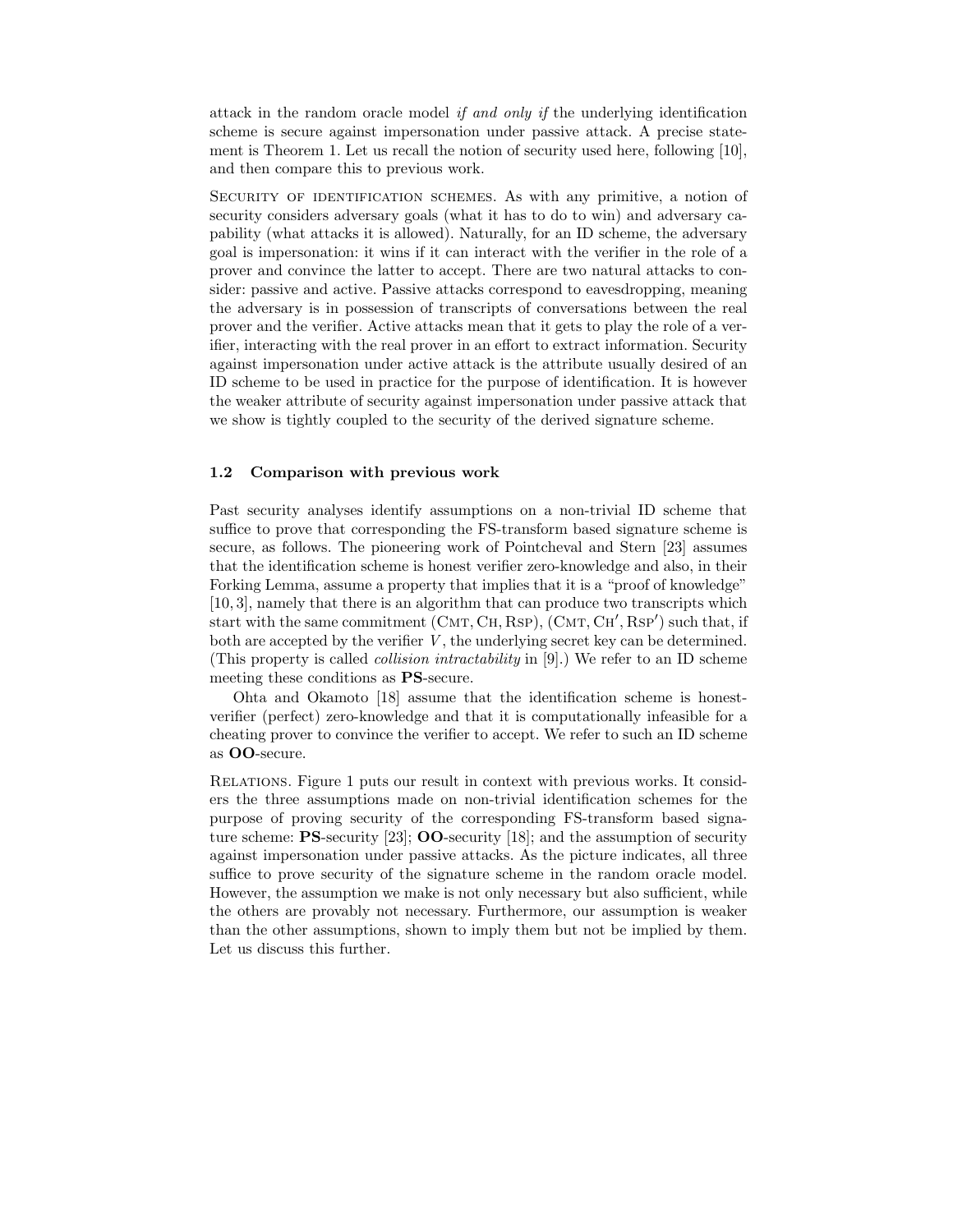attack in the random oracle model *if and only if* the underlying identification scheme is secure against impersonation under passive attack. A precise statement is Theorem 1. Let us recall the notion of security used here, following [10], and then compare this to previous work.

Security of identification schemes. As with any primitive, a notion of security considers adversary goals (what it has to do to win) and adversary capability (what attacks it is allowed). Naturally, for an ID scheme, the adversary goal is impersonation: it wins if it can interact with the verifier in the role of a prover and convince the latter to accept. There are two natural attacks to consider: passive and active. Passive attacks correspond to eavesdropping, meaning the adversary is in possession of transcripts of conversations between the real prover and the verifier. Active attacks mean that it gets to play the role of a verifier, interacting with the real prover in an effort to extract information. Security against impersonation under active attack is the attribute usually desired of an ID scheme to be used in practice for the purpose of identification. It is however the weaker attribute of security against impersonation under passive attack that we show is tightly coupled to the security of the derived signature scheme.

### 1.2 Comparison with previous work

Past security analyses identify assumptions on a non-trivial ID scheme that suffice to prove that corresponding the FS-transform based signature scheme is secure, as follows. The pioneering work of Pointcheval and Stern [23] assumes that the identification scheme is honest verifier zero-knowledge and also, in their Forking Lemma, assume a property that implies that it is a "proof of knowledge" [10, 3], namely that there is an algorithm that can produce two transcripts which start with the same commitment $(\text{CMT}, \text{CH}, \text{RSP})$, $(\text{CMT}, \text{CH}', \text{RSP}')$ such that, if both are accepted by the verifier $V$, the underlying secret key can be determined. (This property is called *collision intractability* in [9].) We refer to an ID scheme meeting these conditions as **PS**-secure.

Ohta and Okamoto [18] assume that the identification scheme is honest-verifier (perfect) zero-knowledge and that it is computationally infeasible for a cheating prover to convince the verifier to accept. We refer to such an ID scheme as **OO**-secure.

Relations. Figure 1 puts our result in context with previous works. It considers the three assumptions made on non-trivial identification schemes for the purpose of proving security of the corresponding FS-transform based signature scheme: **PS**-security [23]; **OO**-security [18]; and the assumption of security against impersonation under passive attacks. As the picture indicates, all three suffice to prove security of the signature scheme in the random oracle model. However, the assumption we make is not only necessary but also sufficient, while the others are provably not necessary. Furthermore, our assumption is weaker than the other assumptions, shown to imply them but not be implied by them. Let us discuss this further.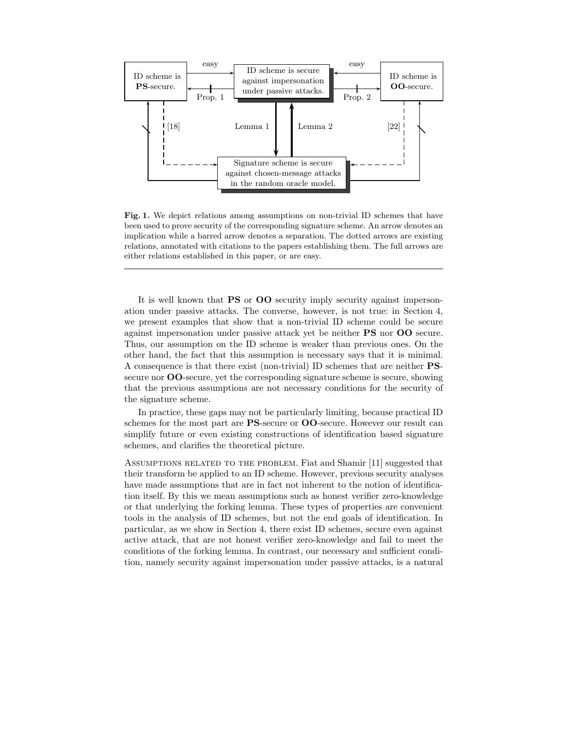easy

ID scheme is secure against impersonation under passive attacks.

easy

ID scheme is **PS**-secure.

Prop. 1

Prop. 2

ID scheme is **OO**-secure.

[18]

Lemma 1

Lemma 2

[22]

Signature scheme is secure against chosen-message attacks in the random oracle model.

**Fig. 1.** We depict relations among assumptions on non-trivial ID schemes that have been used to prove security of the corresponding signature scheme. An arrow denotes an implication while a barred arrow denotes a separation. The dotted arrows are existing relations, annotated with citations to the papers establishing them. The full arrows are either relations established in this paper, or are easy.

---

It is well known that **PS** or **OO** security imply security against impersonation under passive attacks. The converse, however, is not true: in Section 4, we present examples that show that a non-trivial ID scheme could be secure against impersonation under passive attack yet be neither **PS** nor **OO** secure. Thus, our assumption on the ID scheme is weaker than previous ones. On the other hand, the fact that this assumption is necessary says that it is minimal. A consequence is that there exist (non-trivial) ID schemes that are neither **PS**-secure nor **OO**-secure, yet the corresponding signature scheme is secure, showing that the previous assumptions are not necessary conditions for the security of the signature scheme.

In practice, these gaps may not be particularly limiting, because practical ID schemes for the most part are **PS**-secure or **OO**-secure. However our result can simplify future or even existing constructions of identification based signature schemes, and clarifies the theoretical picture.

Assumptions related to the problem. Fiat and Shamir [11] suggested that their transform be applied to an ID scheme. However, previous security analyses have made assumptions that are in fact not inherent to the notion of identification itself. By this we mean assumptions such as honest verifier zero-knowledge or that underlying the forking lemma. These types of properties are convenient tools in the analysis of ID schemes, but not the end goals of identification. In particular, as we show in Section 4, there exist ID schemes, secure even against active attack, that are not honest verifier zero-knowledge and fail to meet the conditions of the forking lemma. In contrast, our necessary and sufficient condition, namely security against impersonation under passive attacks, is a natural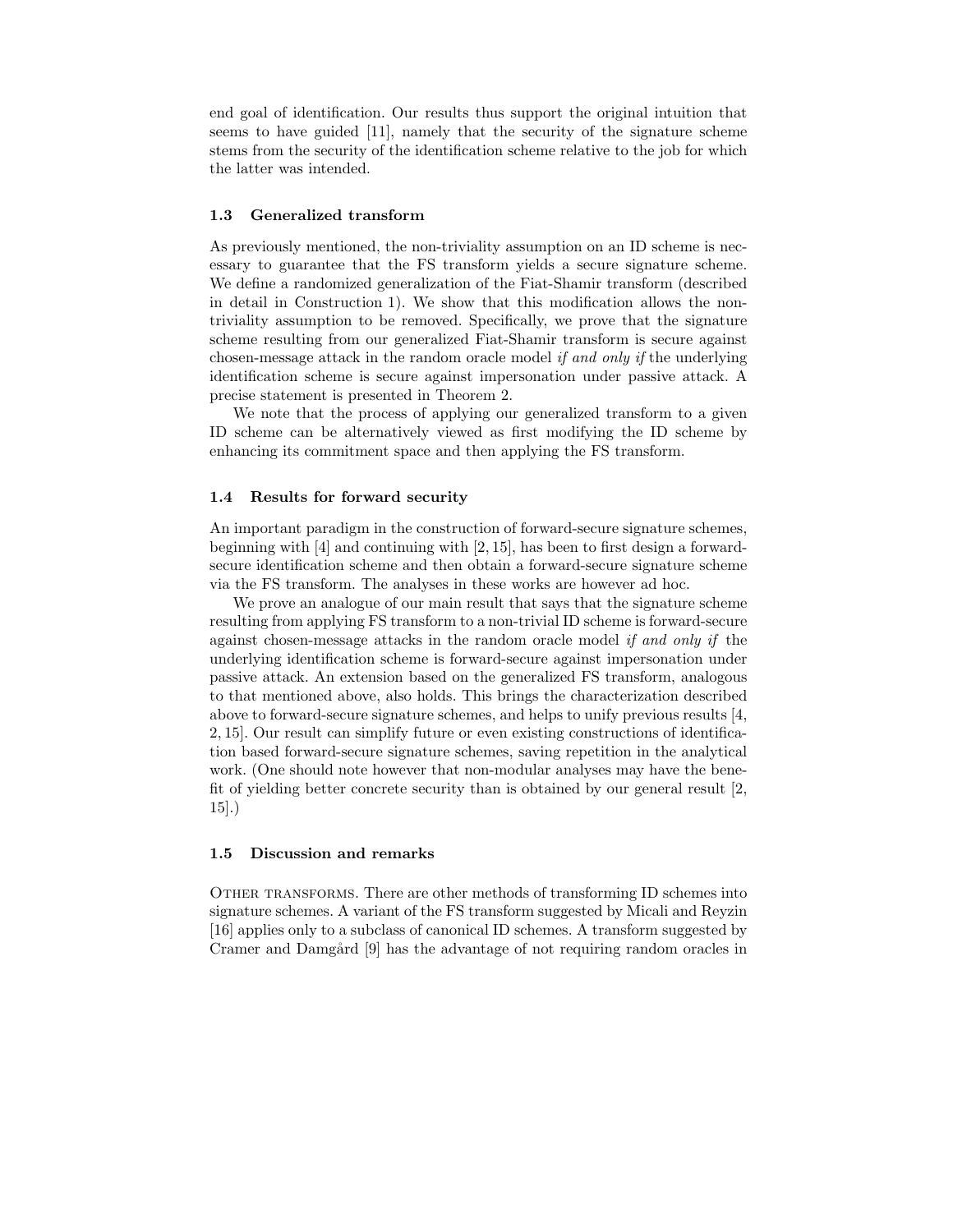end goal of identification. Our results thus support the original intuition that seems to have guided [11], namely that the security of the signature scheme stems from the security of the identification scheme relative to the job for which the latter was intended.

### 1.3 Generalized transform

As previously mentioned, the non-triviality assumption on an ID scheme is necessary to guarantee that the FS transform yields a secure signature scheme. We define a randomized generalization of the Fiat-Shamir transform (described in detail in Construction 1). We show that this modification allows the non-triviality assumption to be removed. Specifically, we prove that the signature scheme resulting from our generalized Fiat-Shamir transform is secure against chosen-message attack in the random oracle model *if and only if* the underlying identification scheme is secure against impersonation under passive attack. A precise statement is presented in Theorem 2.

We note that the process of applying our generalized transform to a given ID scheme can be alternatively viewed as first modifying the ID scheme by enhancing its commitment space and then applying the FS transform.

### 1.4 Results for forward security

An important paradigm in the construction of forward-secure signature schemes, beginning with [4] and continuing with [2, 15], has been to first design a forward-secure identification scheme and then obtain a forward-secure signature scheme via the FS transform. The analyses in these works are however ad hoc.

We prove an analogue of our main result that says that the signature scheme resulting from applying FS transform to a non-trivial ID scheme is forward-secure against chosen-message attacks in the random oracle model *if and only if* the underlying identification scheme is forward-secure against impersonation under passive attack. An extension based on the generalized FS transform, analogous to that mentioned above, also holds. This brings the characterization described above to forward-secure signature schemes, and helps to unify previous results [4, 2, 15]. Our result can simplify future or even existing constructions of identification based forward-secure signature schemes, saving repetition in the analytical work. (One should note however that non-modular analyses may have the benefit of yielding better concrete security than is obtained by our general result [2, 15].)

### 1.5 Discussion and remarks

Other transforms. There are other methods of transforming ID schemes into signature schemes. A variant of the FS transform suggested by Micali and Reyzin [16] applies only to a subclass of canonical ID schemes. A transform suggested by Cramer and Damgård [9] has the advantage of not requiring random oracles in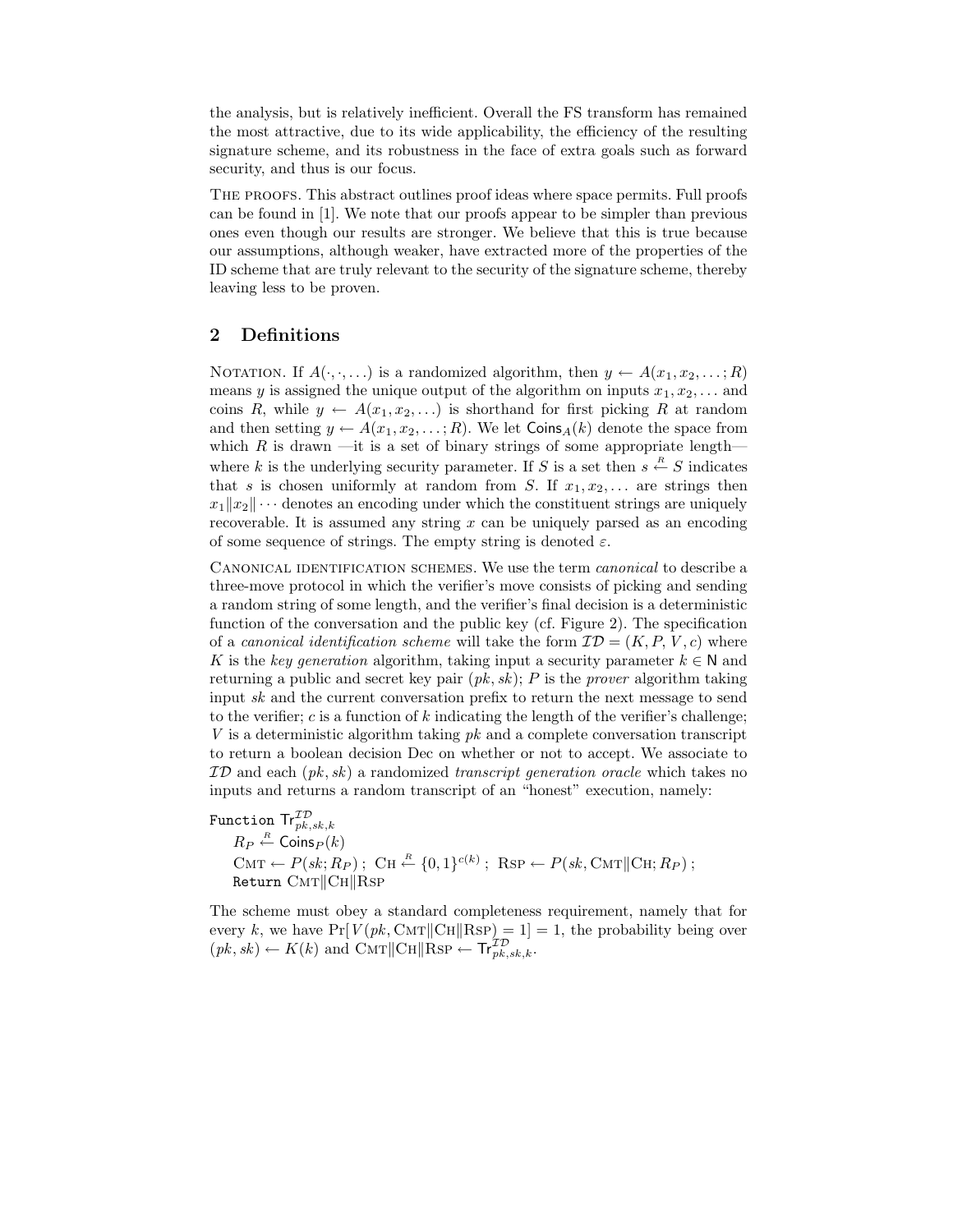the analysis, but is relatively inefficient. Overall the FS transform has remained the most attractive, due to its wide applicability, the efficiency of the resulting signature scheme, and its robustness in the face of extra goals such as forward security, and thus is our focus.

THE PROOFS. This abstract outlines proof ideas where space permits. Full proofs can be found in [1]. We note that our proofs appear to be simpler than previous ones even though our results are stronger. We believe that this is true because our assumptions, although weaker, have extracted more of the properties of the ID scheme that are truly relevant to the security of the signature scheme, thereby leaving less to be proven.

## 2 Definitions

NOTATION. If $A(\cdot,\cdot,\ldots)$ is a randomized algorithm, then $y \leftarrow A(x_1, x_2, \ldots; R)$ means $y$ is assigned the unique output of the algorithm on inputs $x_1, x_2, \ldots$ and coins $R$, while $y \leftarrow A(x_1, x_2, \ldots)$ is shorthand for first picking $R$ at random and then setting $y \leftarrow A(x_1, x_2, \ldots; R)$. We let $\mathsf{Coins}_A(k)$ denote the space from which $R$ is drawn —it is a set of binary strings of some appropriate length— where $k$ is the underlying security parameter. If $S$ is a set then $s \stackrel{R}{\leftarrow} S$ indicates that $s$ is chosen uniformly at random from $S$. If $x_1, x_2, \ldots$ are strings then $x_1 \| x_2 \| \cdots$ denotes an encoding under which the constituent strings are uniquely recoverable. It is assumed any string $x$ can be uniquely parsed as an encoding of some sequence of strings. The empty string is denoted $\varepsilon$.

CANONICAL IDENTIFICATION SCHEMES. We use the term *canonical* to describe a three-move protocol in which the verifier's move consists of picking and sending a random string of some length, and the verifier's final decision is a deterministic function of the conversation and the public key (cf. Figure 2). The specification of a *canonical identification scheme* will take the form $\mathcal{ID} = (K, P, V, c)$ where $K$ is the *key generation* algorithm, taking input a security parameter $k \in \mathsf{N}$ and returning a public and secret key pair $(pk, sk)$; $P$ is the *prover* algorithm taking input $sk$ and the current conversation prefix to return the next message to send to the verifier; $c$ is a function of $k$ indicating the length of the verifier's challenge; $V$ is a deterministic algorithm taking $pk$ and a complete conversation transcript to return a boolean decision Dec on whether or not to accept. We associate to $\mathcal{ID}$ and each $(pk, sk)$ a randomized *transcript generation oracle* which takes no inputs and returns a random transcript of an "honest" execution, namely:

Function $\mathsf{Tr}^{\mathcal{ID}}_{pk,sk,k}$

$R_P \stackrel{R}{\leftarrow} \mathsf{Coins}_P(k)$

$\mathrm{CMT} \leftarrow P(sk; R_P)$ ; $\mathrm{CH} \stackrel{R}{\leftarrow} \{0,1\}^{c(k)}$ ; $\mathrm{RSP} \leftarrow P(sk, \mathrm{CMT}\|\mathrm{CH}; R_P)$ ;

Return $\mathrm{CMT}\|\mathrm{CH}\|\mathrm{RSP}$

The scheme must obey a standard completeness requirement, namely that for every $k$, we have $\Pr[\, V(pk, \mathrm{CMT}\|\mathrm{CH}\|\mathrm{RSP}) = 1] = 1$, the probability being over $(pk, sk) \leftarrow K(k)$ and $\mathrm{CMT}\|\mathrm{CH}\|\mathrm{RSP} \leftarrow \mathsf{Tr}^{\mathcal{ID}}_{pk,sk,k}$.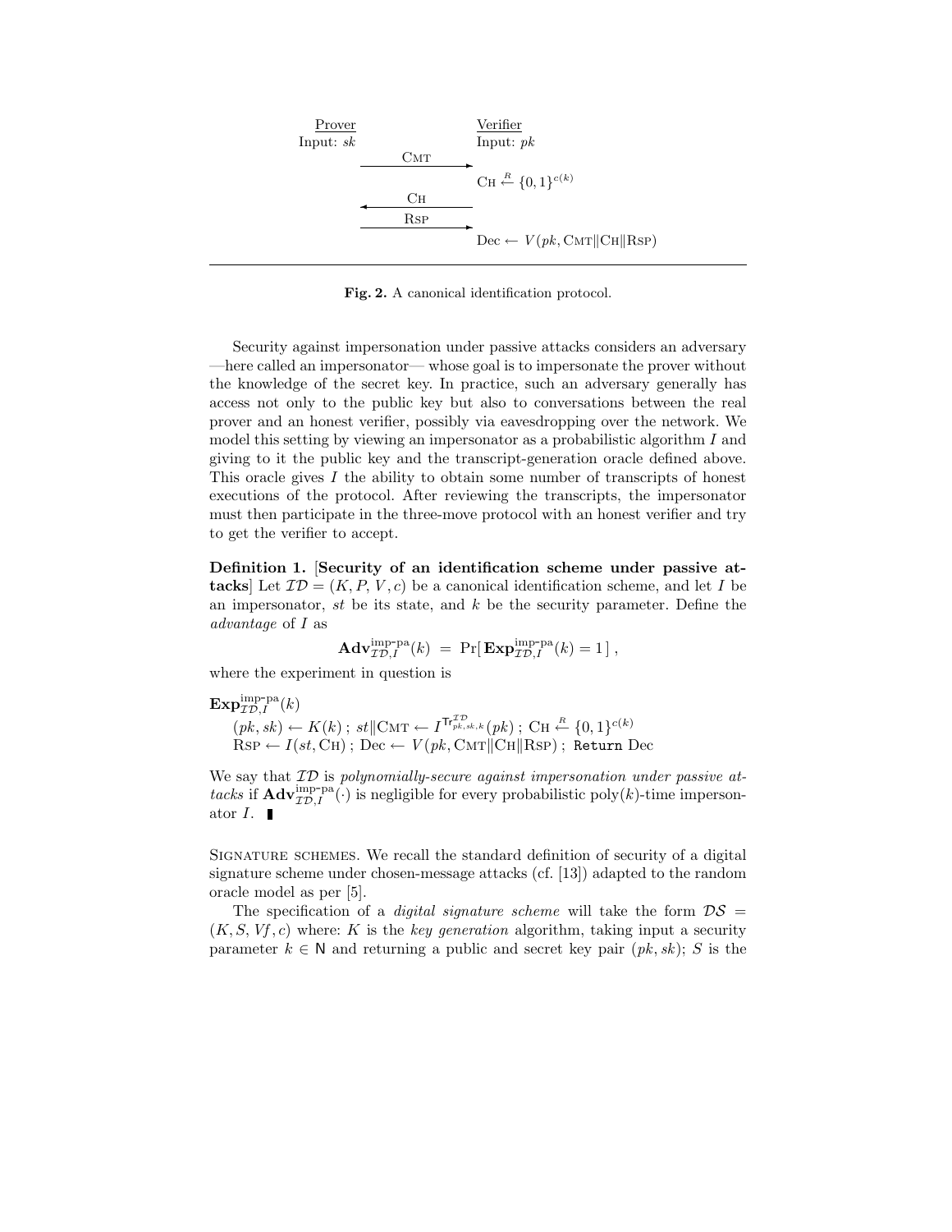| Prover | | Verifier |
|---|---|---|
| Input: $sk$ | | Input: $pk$ |
| | $\xrightarrow{\text{CMT}}$ | |
| | | $\text{CH} \stackrel{R}{\leftarrow} \{0,1\}^{c(k)}$ |
| | $\xleftarrow{\text{CH}}$ | |
| | $\xrightarrow{\text{RSP}}$ | |
| | | $\text{Dec} \leftarrow V(pk, \text{CMT}\|\text{CH}\|\text{RSP})$ |

**Fig. 2.** A canonical identification protocol.

Security against impersonation under passive attacks considers an adversary —here called an impersonator— whose goal is to impersonate the prover without the knowledge of the secret key. In practice, such an adversary generally has access not only to the public key but also to conversations between the real prover and an honest verifier, possibly via eavesdropping over the network. We model this setting by viewing an impersonator as a probabilistic algorithm $I$ and giving to it the public key and the transcript-generation oracle defined above. This oracle gives $I$ the ability to obtain some number of transcripts of honest executions of the protocol. After reviewing the transcripts, the impersonator must then participate in the three-move protocol with an honest verifier and try to get the verifier to accept.

**Definition 1.** [**Security of an identification scheme under passive attacks**] Let $\mathcal{ID} = (K, P, V, c)$ be a canonical identification scheme, and let $I$ be an impersonator, $st$ be its state, and $k$ be the security parameter. Define the *advantage* of $I$ as

$$\mathbf{Adv}^{\text{imp-pa}}_{\mathcal{ID},I}(k) \;=\; \Pr[\,\mathbf{Exp}^{\text{imp-pa}}_{\mathcal{ID},I}(k) = 1\,]\,,$$

where the experiment in question is

$\mathbf{Exp}^{\text{imp-pa}}_{\mathcal{ID},I}(k)$
$(pk, sk) \leftarrow K(k)\,;\; st\|\text{CMT} \leftarrow I^{\mathsf{Tr}^{\mathcal{ID}}_{pk,sk,k}}(pk)\,;\; \text{CH} \stackrel{R}{\leftarrow} \{0,1\}^{c(k)}$
$\text{RSP} \leftarrow I(st, \text{CH})\,;\; \text{Dec} \leftarrow V(pk, \text{CMT}\|\text{CH}\|\text{RSP})\,;$ `Return` Dec

We say that $\mathcal{ID}$ is *polynomially-secure against impersonation under passive attacks* if $\mathbf{Adv}^{\text{imp-pa}}_{\mathcal{ID},I}(\cdot)$ is negligible for every probabilistic poly($k$)-time impersonator $I$. ∎

Signature schemes. We recall the standard definition of security of a digital signature scheme under chosen-message attacks (cf. [13]) adapted to the random oracle model as per [5].

The specification of a *digital signature scheme* will take the form $\mathcal{DS} = (K, S, Vf, c)$ where: $K$ is the *key generation* algorithm, taking input a security parameter $k \in \mathsf{N}$ and returning a public and secret key pair $(pk, sk)$; $S$ is the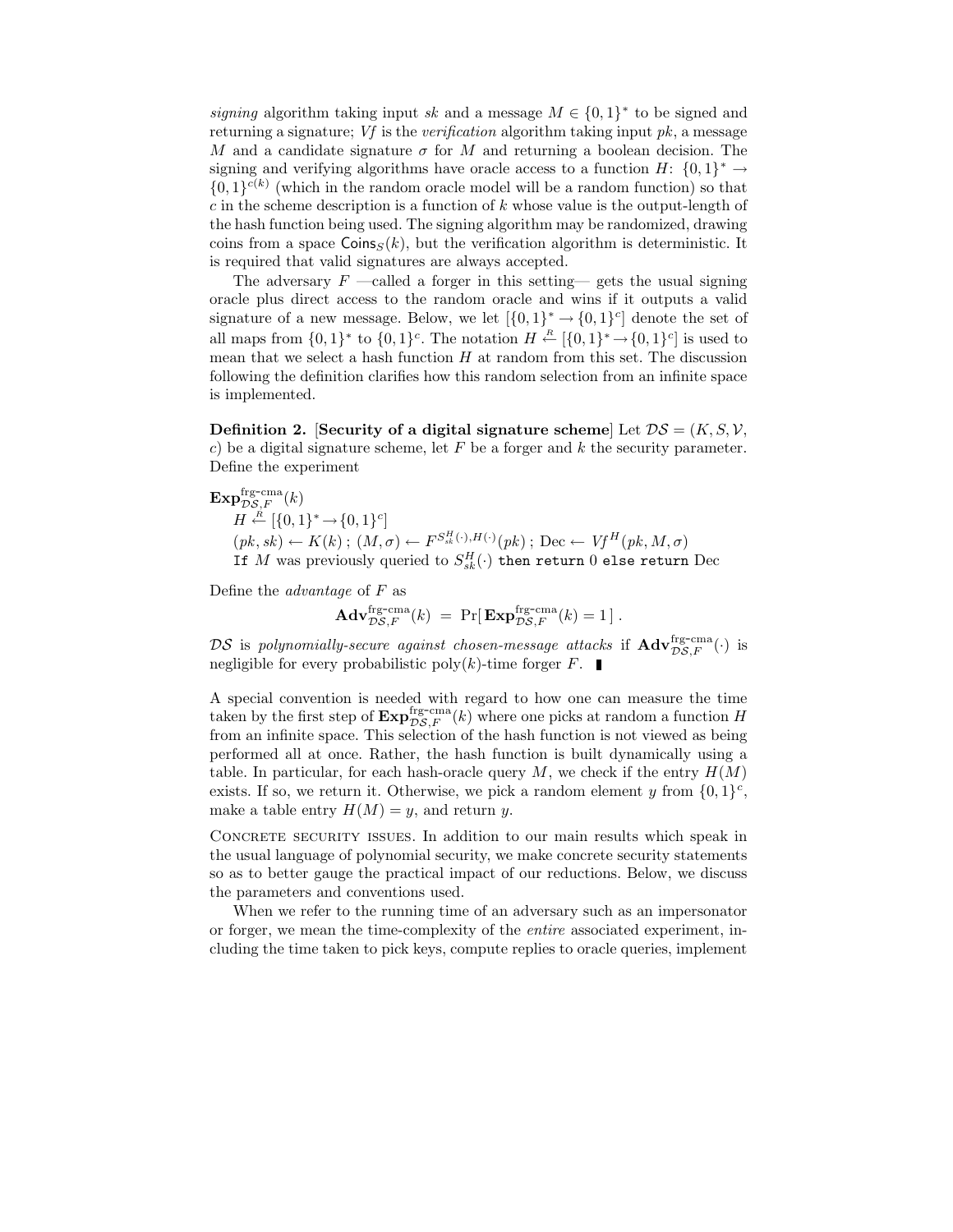*signing* algorithm taking input $sk$ and a message $M \in \{0,1\}^*$ to be signed and returning a signature; $Vf$ is the *verification* algorithm taking input $pk$, a message $M$ and a candidate signature $\sigma$ for $M$ and returning a boolean decision. The signing and verifying algorithms have oracle access to a function $H\colon \{0,1\}^* \to \{0,1\}^{c(k)}$ (which in the random oracle model will be a random function) so that $c$ in the scheme description is a function of $k$ whose value is the output-length of the hash function being used. The signing algorithm may be randomized, drawing coins from a space $\mathsf{Coins}_S(k)$, but the verification algorithm is deterministic. It is required that valid signatures are always accepted.

The adversary $F$ —called a forger in this setting— gets the usual signing oracle plus direct access to the random oracle and wins if it outputs a valid signature of a new message. Below, we let $[\{0,1\}^* \to \{0,1\}^c]$ denote the set of all maps from $\{0,1\}^*$ to $\{0,1\}^c$. The notation $H \stackrel{R}{\leftarrow} [\{0,1\}^* \to \{0,1\}^c]$ is used to mean that we select a hash function $H$ at random from this set. The discussion following the definition clarifies how this random selection from an infinite space is implemented.

**Definition 2.** [**Security of a digital signature scheme**] Let $\mathcal{DS} = (K, S, \mathcal{V}, c)$ be a digital signature scheme, let $F$ be a forger and $k$ the security parameter. Define the experiment

$\mathbf{Exp}^{\text{frg-cma}}_{\mathcal{DS},F}(k)$
 $H \stackrel{R}{\leftarrow} [\{0,1\}^* \to \{0,1\}^c]$
 $(pk, sk) \leftarrow K(k)$ ; $(M, \sigma) \leftarrow F^{S^H_{sk}(\cdot), H(\cdot)}(pk)$ ; $\mathrm{Dec} \leftarrow Vf^H(pk, M, \sigma)$
 `If` $M$ was previously queried to $S^H_{sk}(\cdot)$ `then return` $0$ `else return` Dec

Define the *advantage* of $F$ as

$$\mathbf{Adv}^{\text{frg-cma}}_{\mathcal{DS},F}(k) \;=\; \Pr[\,\mathbf{Exp}^{\text{frg-cma}}_{\mathcal{DS},F}(k) = 1\,]\ .$$

$\mathcal{DS}$ is *polynomially-secure against chosen-message attacks* if $\mathbf{Adv}^{\text{frg-cma}}_{\mathcal{DS},F}(\cdot)$ is negligible for every probabilistic poly($k$)-time forger $F$. ∎

A special convention is needed with regard to how one can measure the time taken by the first step of $\mathbf{Exp}^{\text{frg-cma}}_{\mathcal{DS},F}(k)$ where one picks at random a function $H$ from an infinite space. This selection of the hash function is not viewed as being performed all at once. Rather, the hash function is built dynamically using a table. In particular, for each hash-oracle query $M$, we check if the entry $H(M)$ exists. If so, we return it. Otherwise, we pick a random element $y$ from $\{0,1\}^c$, make a table entry $H(M) = y$, and return $y$.

Concrete security issues. In addition to our main results which speak in the usual language of polynomial security, we make concrete security statements so as to better gauge the practical impact of our reductions. Below, we discuss the parameters and conventions used.

When we refer to the running time of an adversary such as an impersonator or forger, we mean the time-complexity of the *entire* associated experiment, including the time taken to pick keys, compute replies to oracle queries, implement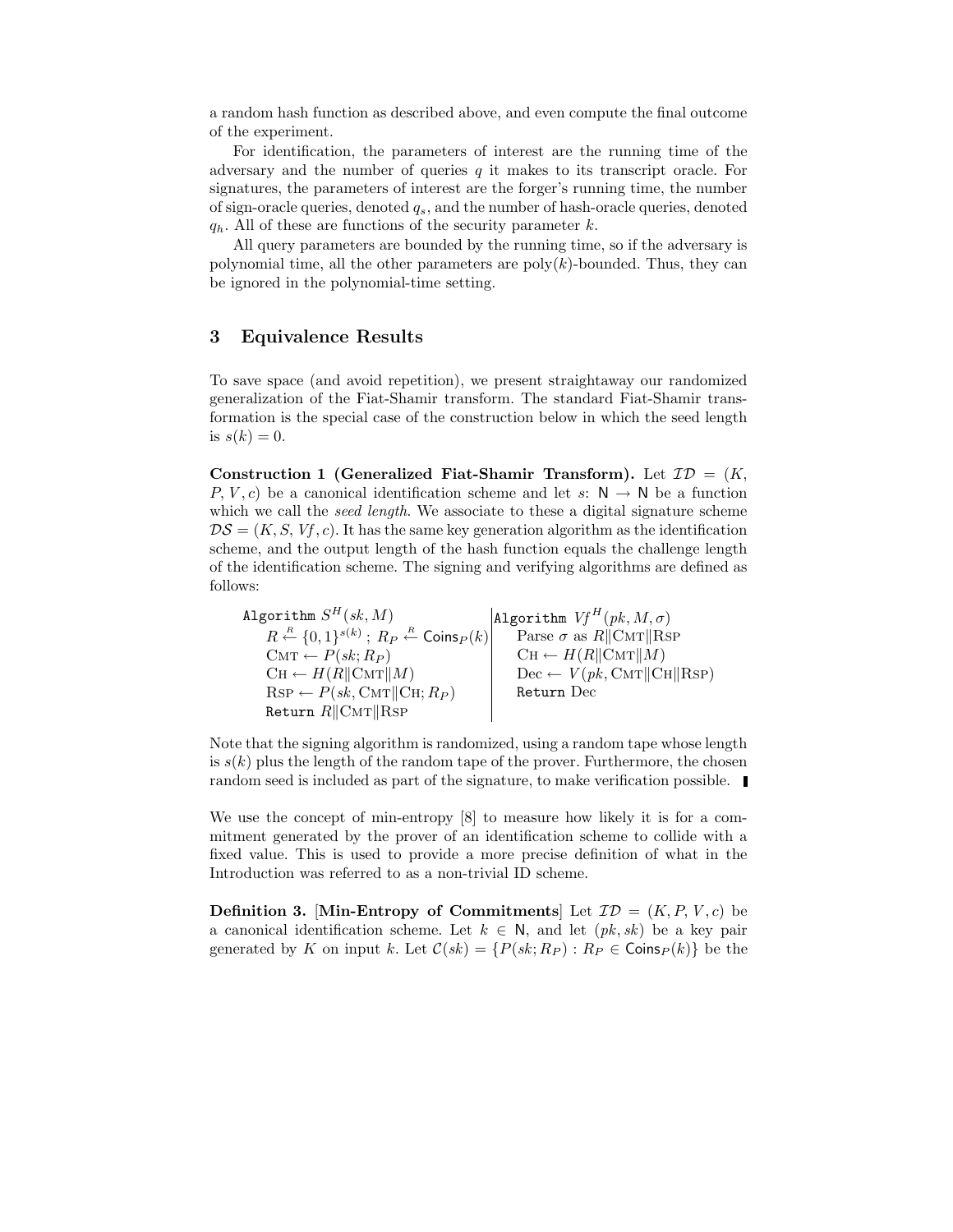a random hash function as described above, and even compute the final outcome of the experiment.

For identification, the parameters of interest are the running time of the adversary and the number of queries $q$ it makes to its transcript oracle. For signatures, the parameters of interest are the forger's running time, the number of sign-oracle queries, denoted $q_s$, and the number of hash-oracle queries, denoted $q_h$. All of these are functions of the security parameter $k$.

All query parameters are bounded by the running time, so if the adversary is polynomial time, all the other parameters are $\mathrm{poly}(k)$-bounded. Thus, they can be ignored in the polynomial-time setting.

## 3 Equivalence Results

To save space (and avoid repetition), we present straightaway our randomized generalization of the Fiat-Shamir transform. The standard Fiat-Shamir transformation is the special case of the construction below in which the seed length is $s(k) = 0$.

**Construction 1 (Generalized Fiat-Shamir Transform).** Let $\mathcal{ID} = (K, P, V, c)$ be a canonical identification scheme and let $s\colon \mathsf{N} \to \mathsf{N}$ be a function which we call the *seed length*. We associate to these a digital signature scheme $\mathcal{DS} = (K, S, Vf, c)$. It has the same key generation algorithm as the identification scheme, and the output length of the hash function equals the challenge length of the identification scheme. The signing and verifying algorithms are defined as follows:

```
Algorithm S^H(sk, M)
    R <-R- {0,1}^{s(k)} ; R_P <-R- Coins_P(k)
    CMT <- P(sk; R_P)
    CH <- H(R || CMT || M)
    RSP <- P(sk, CMT || CH; R_P)
    Return R || CMT || RSP

Algorithm Vf^H(pk, M, σ)
    Parse σ as R || CMT || RSP
    CH <- H(R || CMT || M)
    DEC <- V(pk, CMT || CH || RSP)
    Return DEC
```

Note that the signing algorithm is randomized, using a random tape whose length is $s(k)$ plus the length of the random tape of the prover. Furthermore, the chosen random seed is included as part of the signature, to make verification possible. ▮

We use the concept of min-entropy [8] to measure how likely it is for a commitment generated by the prover of an identification scheme to collide with a fixed value. This is used to provide a more precise definition of what in the Introduction was referred to as a non-trivial ID scheme.

**Definition 3.** [**Min-Entropy of Commitments**] Let $\mathcal{ID} = (K, P, V, c)$ be a canonical identification scheme. Let $k \in \mathsf{N}$, and let $(pk, sk)$ be a key pair generated by $K$ on input $k$. Let $\mathcal{C}(sk) = \{P(sk; R_P) : R_P \in \mathsf{Coins}_P(k)\}$ be the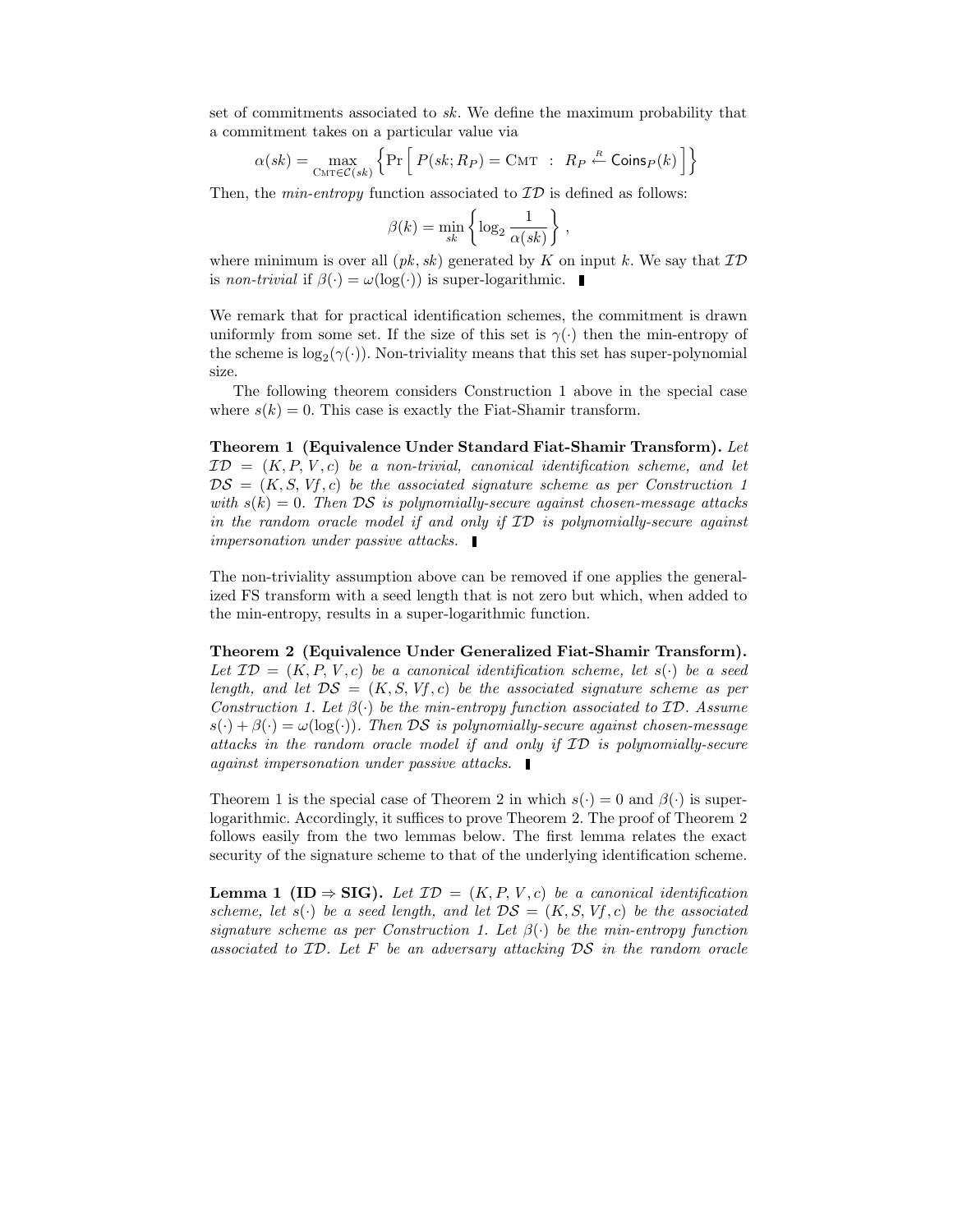set of commitments associated to $sk$. We define the maximum probability that a commitment takes on a particular value via

$$\alpha(sk) = \max_{\text{CMT} \in \mathcal{C}(sk)} \left\{ \Pr\left[ \ P(sk; R_P) = \text{CMT} \ \ : \ \ R_P \stackrel{R}{\leftarrow} \mathsf{Coins}_P(k) \ \right] \right\}$$

Then, the *min-entropy* function associated to $\mathcal{ID}$ is defined as follows:

$$\beta(k) = \min_{sk} \left\{ \log_2 \frac{1}{\alpha(sk)} \right\} ,$$

where minimum is over all $(pk, sk)$ generated by $K$ on input $k$. We say that $\mathcal{ID}$ is *non-trivial* if $\beta(\cdot) = \omega(\log(\cdot))$ is super-logarithmic. ∎

We remark that for practical identification schemes, the commitment is drawn uniformly from some set. If the size of this set is $\gamma(\cdot)$ then the min-entropy of the scheme is $\log_2(\gamma(\cdot))$. Non-triviality means that this set has super-polynomial size.

The following theorem considers Construction 1 above in the special case where $s(k) = 0$. This case is exactly the Fiat-Shamir transform.

**Theorem 1 (Equivalence Under Standard Fiat-Shamir Transform).** *Let $\mathcal{ID} = (K, P, V, c)$ be a non-trivial, canonical identification scheme, and let $\mathcal{DS} = (K, S, Vf, c)$ be the associated signature scheme as per Construction 1 with $s(k) = 0$. Then $\mathcal{DS}$ is polynomially-secure against chosen-message attacks in the random oracle model if and only if $\mathcal{ID}$ is polynomially-secure against impersonation under passive attacks.* ∎

The non-triviality assumption above can be removed if one applies the generalized FS transform with a seed length that is not zero but which, when added to the min-entropy, results in a super-logarithmic function.

**Theorem 2 (Equivalence Under Generalized Fiat-Shamir Transform).** *Let $\mathcal{ID} = (K, P, V, c)$ be a canonical identification scheme, let $s(\cdot)$ be a seed length, and let $\mathcal{DS} = (K, S, Vf, c)$ be the associated signature scheme as per Construction 1. Let $\beta(\cdot)$ be the min-entropy function associated to $\mathcal{ID}$. Assume $s(\cdot) + \beta(\cdot) = \omega(\log(\cdot))$. Then $\mathcal{DS}$ is polynomially-secure against chosen-message attacks in the random oracle model if and only if $\mathcal{ID}$ is polynomially-secure against impersonation under passive attacks.* ∎

Theorem 1 is the special case of Theorem 2 in which $s(\cdot) = 0$ and $\beta(\cdot)$ is super-logarithmic. Accordingly, it suffices to prove Theorem 2. The proof of Theorem 2 follows easily from the two lemmas below. The first lemma relates the exact security of the signature scheme to that of the underlying identification scheme.

**Lemma 1 (ID $\Rightarrow$ SIG).** *Let $\mathcal{ID} = (K, P, V, c)$ be a canonical identification scheme, let $s(\cdot)$ be a seed length, and let $\mathcal{DS} = (K, S, Vf, c)$ be the associated signature scheme as per Construction 1. Let $\beta(\cdot)$ be the min-entropy function associated to $\mathcal{ID}$. Let $F$ be an adversary attacking $\mathcal{DS}$ in the random oracle*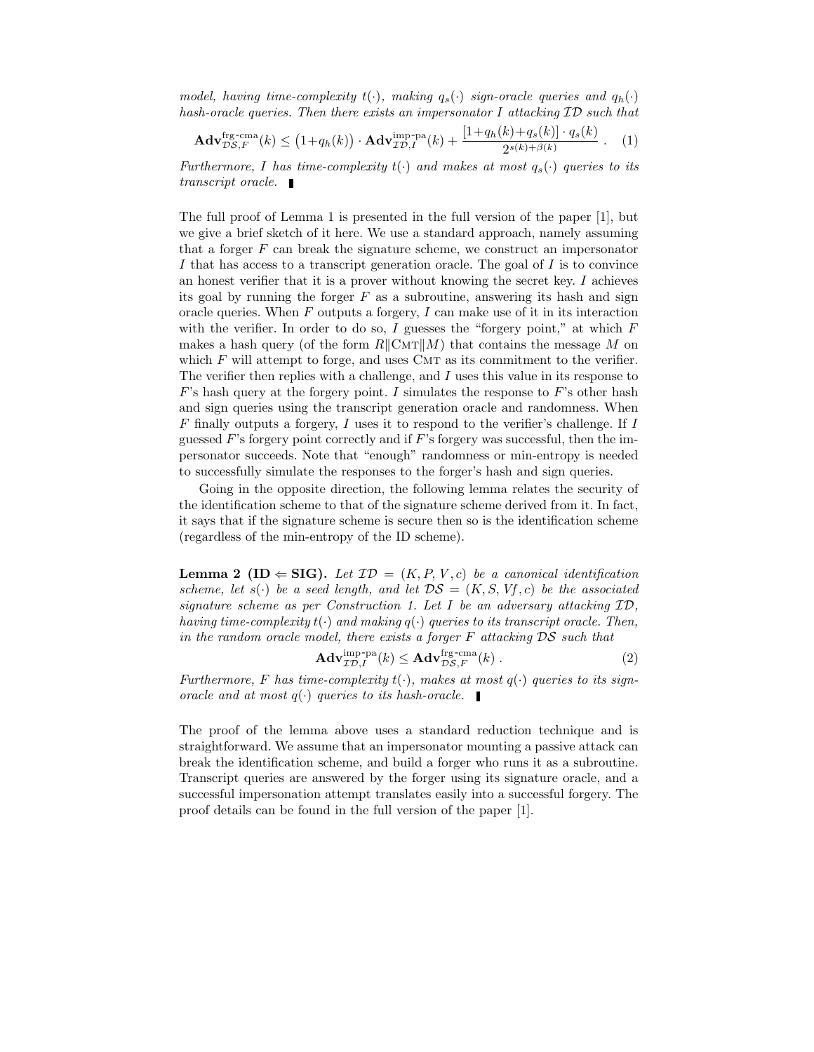*model, having time-complexity $t(\cdot)$, making $q_s(\cdot)$ sign-oracle queries and $q_h(\cdot)$ hash-oracle queries. Then there exists an impersonator $I$ attacking $\mathcal{ID}$ such that*

$$\mathbf{Adv}^{\text{frg-cma}}_{\mathcal{DS},F}(k) \leq \big(1+q_h(k)\big) \cdot \mathbf{Adv}^{\text{imp-pa}}_{\mathcal{ID},I}(k) + \frac{[1+q_h(k)+q_s(k)] \cdot q_s(k)}{2^{s(k)+\beta(k)}} \,. \quad (1)$$

*Furthermore, $I$ has time-complexity $t(\cdot)$ and makes at most $q_s(\cdot)$ queries to its transcript oracle.* ▮

The full proof of Lemma 1 is presented in the full version of the paper [1], but we give a brief sketch of it here. We use a standard approach, namely assuming that a forger $F$ can break the signature scheme, we construct an impersonator $I$ that has access to a transcript generation oracle. The goal of $I$ is to convince an honest verifier that it is a prover without knowing the secret key. $I$ achieves its goal by running the forger $F$ as a subroutine, answering its hash and sign oracle queries. When $F$ outputs a forgery, $I$ can make use of it in its interaction with the verifier. In order to do so, $I$ guesses the "forgery point," at which $F$ makes a hash query (of the form $R \| \textsc{Cmt} \| M$) that contains the message $M$ on which $F$ will attempt to forge, and uses $\textsc{Cmt}$ as its commitment to the verifier. The verifier then replies with a challenge, and $I$ uses this value in its response to $F$'s hash query at the forgery point. $I$ simulates the response to $F$'s other hash and sign queries using the transcript generation oracle and randomness. When $F$ finally outputs a forgery, $I$ uses it to respond to the verifier's challenge. If $I$ guessed $F$'s forgery point correctly and if $F$'s forgery was successful, then the impersonator succeeds. Note that "enough" randomness or min-entropy is needed to successfully simulate the responses to the forger's hash and sign queries.

Going in the opposite direction, the following lemma relates the security of the identification scheme to that of the signature scheme derived from it. In fact, it says that if the signature scheme is secure then so is the identification scheme (regardless of the min-entropy of the ID scheme).

**Lemma 2 (ID $\Leftarrow$ SIG).** *Let $\mathcal{ID} = (K, P, V, c)$ be a canonical identification scheme, let $s(\cdot)$ be a seed length, and let $\mathcal{DS} = (K, S, Vf, c)$ be the associated signature scheme as per Construction 1. Let $I$ be an adversary attacking $\mathcal{ID}$, having time-complexity $t(\cdot)$ and making $q(\cdot)$ queries to its transcript oracle. Then, in the random oracle model, there exists a forger $F$ attacking $\mathcal{DS}$ such that*

$$\mathbf{Adv}^{\text{imp-pa}}_{\mathcal{ID},I}(k) \leq \mathbf{Adv}^{\text{frg-cma}}_{\mathcal{DS},F}(k) \,. \quad (2)$$

*Furthermore, $F$ has time-complexity $t(\cdot)$, makes at most $q(\cdot)$ queries to its sign-oracle and at most $q(\cdot)$ queries to its hash-oracle.* ▮

The proof of the lemma above uses a standard reduction technique and is straightforward. We assume that an impersonator mounting a passive attack can break the identification scheme, and build a forger who runs it as a subroutine. Transcript queries are answered by the forger using its signature oracle, and a successful impersonation attempt translates easily into a successful forgery. The proof details can be found in the full version of the paper [1].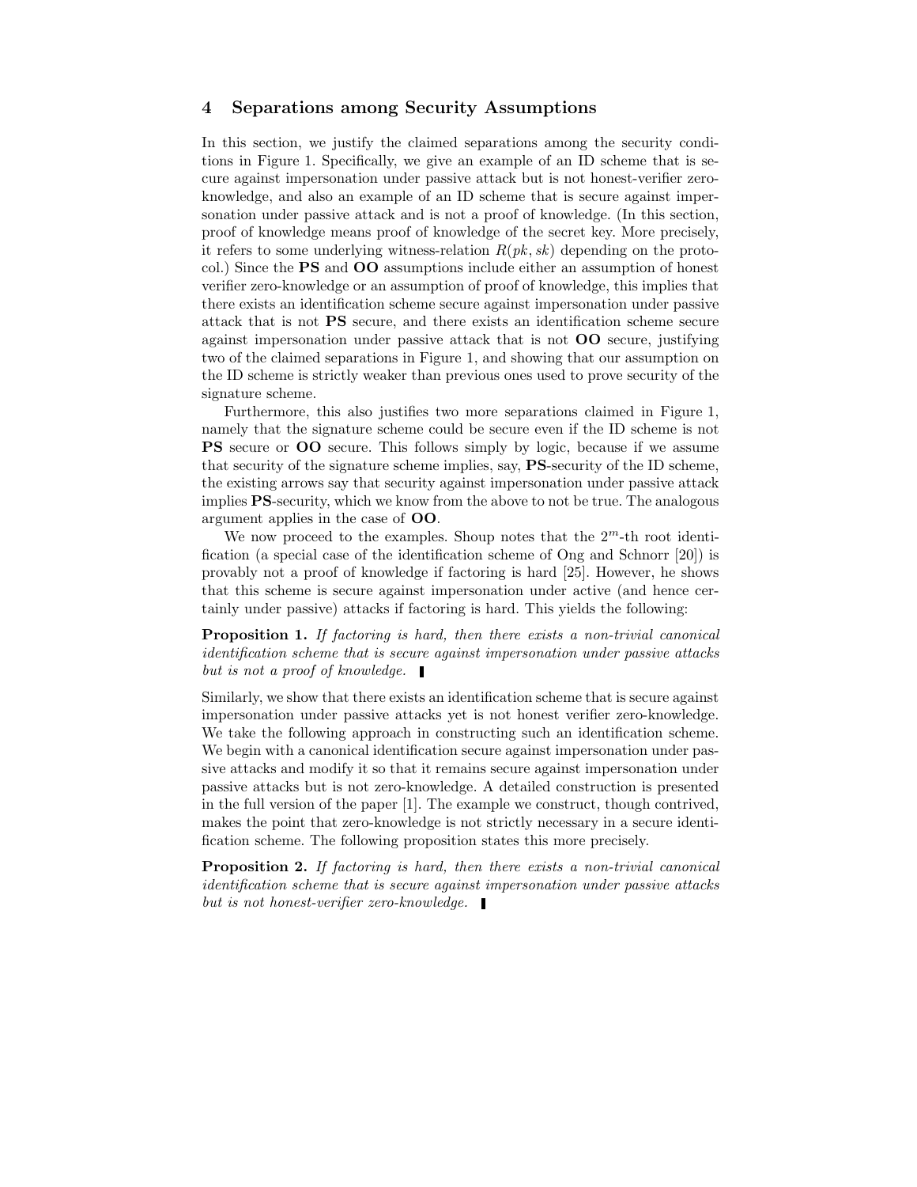## 4 Separations among Security Assumptions

In this section, we justify the claimed separations among the security conditions in Figure 1. Specifically, we give an example of an ID scheme that is secure against impersonation under passive attack but is not honest-verifier zero-knowledge, and also an example of an ID scheme that is secure against impersonation under passive attack and is not a proof of knowledge. (In this section, proof of knowledge means proof of knowledge of the secret key. More precisely, it refers to some underlying witness-relation $R(pk, sk)$ depending on the protocol.) Since the **PS** and **OO** assumptions include either an assumption of honest verifier zero-knowledge or an assumption of proof of knowledge, this implies that there exists an identification scheme secure against impersonation under passive attack that is not **PS** secure, and there exists an identification scheme secure against impersonation under passive attack that is not **OO** secure, justifying two of the claimed separations in Figure 1, and showing that our assumption on the ID scheme is strictly weaker than previous ones used to prove security of the signature scheme.

Furthermore, this also justifies two more separations claimed in Figure 1, namely that the signature scheme could be secure even if the ID scheme is not **PS** secure or **OO** secure. This follows simply by logic, because if we assume that security of the signature scheme implies, say, **PS**-security of the ID scheme, the existing arrows say that security against impersonation under passive attack implies **PS**-security, which we know from the above to not be true. The analogous argument applies in the case of **OO**.

We now proceed to the examples. Shoup notes that the $2^m$-th root identification (a special case of the identification scheme of Ong and Schnorr [20]) is provably not a proof of knowledge if factoring is hard [25]. However, he shows that this scheme is secure against impersonation under active (and hence certainly under passive) attacks if factoring is hard. This yields the following:

**Proposition 1.** *If factoring is hard, then there exists a non-trivial canonical identification scheme that is secure against impersonation under passive attacks but is not a proof of knowledge.* ∎

Similarly, we show that there exists an identification scheme that is secure against impersonation under passive attacks yet is not honest verifier zero-knowledge. We take the following approach in constructing such an identification scheme. We begin with a canonical identification secure against impersonation under passive attacks and modify it so that it remains secure against impersonation under passive attacks but is not zero-knowledge. A detailed construction is presented in the full version of the paper [1]. The example we construct, though contrived, makes the point that zero-knowledge is not strictly necessary in a secure identification scheme. The following proposition states this more precisely.

**Proposition 2.** *If factoring is hard, then there exists a non-trivial canonical identification scheme that is secure against impersonation under passive attacks but is not honest-verifier zero-knowledge.* ∎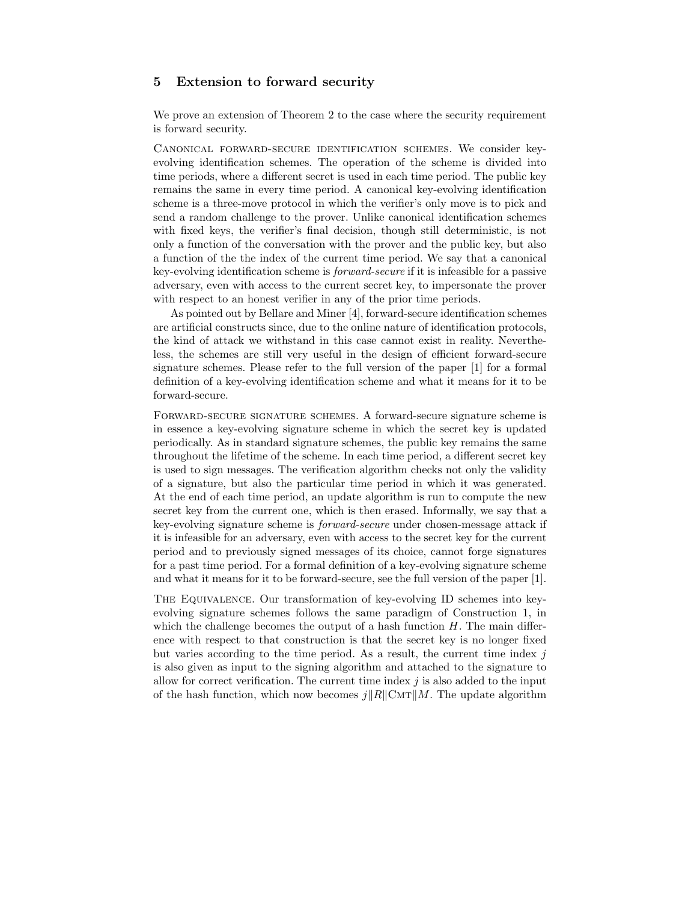## 5 Extension to forward security

We prove an extension of Theorem 2 to the case where the security requirement is forward security.

**Canonical forward-secure identification schemes.** We consider key-evolving identification schemes. The operation of the scheme is divided into time periods, where a different secret is used in each time period. The public key remains the same in every time period. A canonical key-evolving identification scheme is a three-move protocol in which the verifier's only move is to pick and send a random challenge to the prover. Unlike canonical identification schemes with fixed keys, the verifier's final decision, though still deterministic, is not only a function of the conversation with the prover and the public key, but also a function of the the index of the current time period. We say that a canonical key-evolving identification scheme is *forward-secure* if it is infeasible for a passive adversary, even with access to the current secret key, to impersonate the prover with respect to an honest verifier in any of the prior time periods.

As pointed out by Bellare and Miner [4], forward-secure identification schemes are artificial constructs since, due to the online nature of identification protocols, the kind of attack we withstand in this case cannot exist in reality. Nevertheless, the schemes are still very useful in the design of efficient forward-secure signature schemes. Please refer to the full version of the paper [1] for a formal definition of a key-evolving identification scheme and what it means for it to be forward-secure.

**Forward-secure signature schemes.** A forward-secure signature scheme is in essence a key-evolving signature scheme in which the secret key is updated periodically. As in standard signature schemes, the public key remains the same throughout the lifetime of the scheme. In each time period, a different secret key is used to sign messages. The verification algorithm checks not only the validity of a signature, but also the particular time period in which it was generated. At the end of each time period, an update algorithm is run to compute the new secret key from the current one, which is then erased. Informally, we say that a key-evolving signature scheme is *forward-secure* under chosen-message attack if it is infeasible for an adversary, even with access to the secret key for the current period and to previously signed messages of its choice, cannot forge signatures for a past time period. For a formal definition of a key-evolving signature scheme and what it means for it to be forward-secure, see the full version of the paper [1].

**The Equivalence.** Our transformation of key-evolving ID schemes into key-evolving signature schemes follows the same paradigm of Construction 1, in which the challenge becomes the output of a hash function $H$. The main difference with respect to that construction is that the secret key is no longer fixed but varies according to the time period. As a result, the current time index $j$ is also given as input to the signing algorithm and attached to the signature to allow for correct verification. The current time index $j$ is also added to the input of the hash function, which now becomes $j \| R \| \textsc{Cmt} \| M$. The update algorithm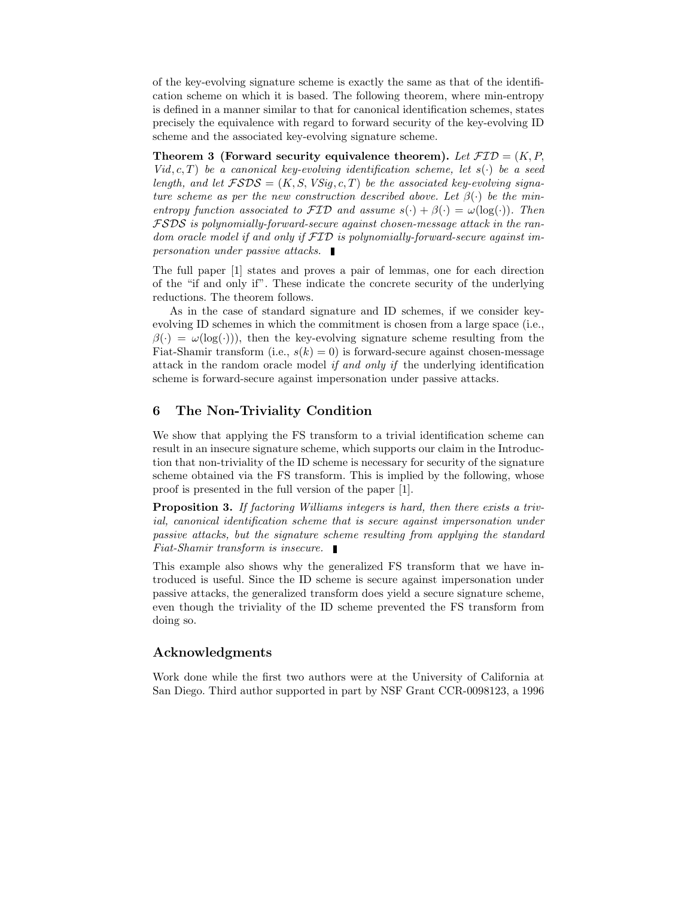of the key-evolving signature scheme is exactly the same as that of the identification scheme on which it is based. The following theorem, where min-entropy is defined in a manner similar to that for canonical identification schemes, states precisely the equivalence with regard to forward security of the key-evolving ID scheme and the associated key-evolving signature scheme.

**Theorem 3 (Forward security equivalence theorem).** *Let $\mathcal{FID} = (K, P, Vid, c, T)$ be a canonical key-evolving identification scheme, let $s(\cdot)$ be a seed length, and let $\mathcal{FSDS} = (K, S, VSig, c, T)$ be the associated key-evolving signature scheme as per the new construction described above. Let $\beta(\cdot)$ be the min-entropy function associated to $\mathcal{FID}$ and assume $s(\cdot) + \beta(\cdot) = \omega(\log(\cdot))$. Then $\mathcal{FSDS}$ is polynomially-forward-secure against chosen-message attack in the random oracle model if and only if $\mathcal{FID}$ is polynomially-forward-secure against impersonation under passive attacks.* ∎

The full paper [1] states and proves a pair of lemmas, one for each direction of the "if and only if". These indicate the concrete security of the underlying reductions. The theorem follows.

As in the case of standard signature and ID schemes, if we consider key-evolving ID schemes in which the commitment is chosen from a large space (i.e., $\beta(\cdot) = \omega(\log(\cdot))$), then the key-evolving signature scheme resulting from the Fiat-Shamir transform (i.e., $s(k) = 0$) is forward-secure against chosen-message attack in the random oracle model *if and only if* the underlying identification scheme is forward-secure against impersonation under passive attacks.

## 6 The Non-Triviality Condition

We show that applying the FS transform to a trivial identification scheme can result in an insecure signature scheme, which supports our claim in the Introduction that non-triviality of the ID scheme is necessary for security of the signature scheme obtained via the FS transform. This is implied by the following, whose proof is presented in the full version of the paper [1].

**Proposition 3.** *If factoring Williams integers is hard, then there exists a trivial, canonical identification scheme that is secure against impersonation under passive attacks, but the signature scheme resulting from applying the standard Fiat-Shamir transform is insecure.* ∎

This example also shows why the generalized FS transform that we have introduced is useful. Since the ID scheme is secure against impersonation under passive attacks, the generalized transform does yield a secure signature scheme, even though the triviality of the ID scheme prevented the FS transform from doing so.

## Acknowledgments

Work done while the first two authors were at the University of California at San Diego. Third author supported in part by NSF Grant CCR-0098123, a 1996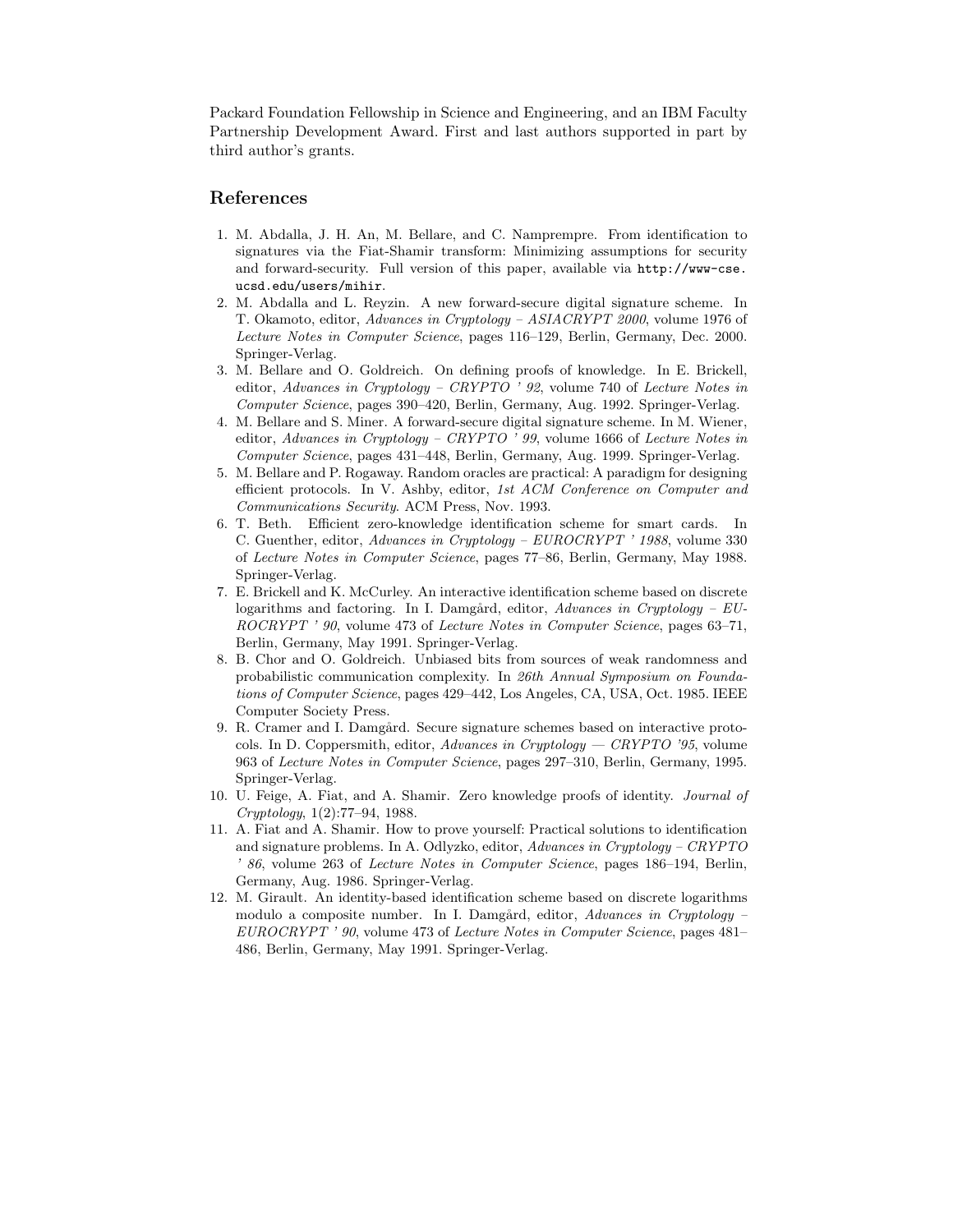Packard Foundation Fellowship in Science and Engineering, and an IBM Faculty Partnership Development Award. First and last authors supported in part by third author's grants.

## References

1. M. Abdalla, J. H. An, M. Bellare, and C. Namprempre. From identification to signatures via the Fiat-Shamir transform: Minimizing assumptions for security and forward-security. Full version of this paper, available via `http://www-cse.ucsd.edu/users/mihir`.
2. M. Abdalla and L. Reyzin. A new forward-secure digital signature scheme. In T. Okamoto, editor, *Advances in Cryptology – ASIACRYPT 2000*, volume 1976 of *Lecture Notes in Computer Science*, pages 116–129, Berlin, Germany, Dec. 2000. Springer-Verlag.
3. M. Bellare and O. Goldreich. On defining proofs of knowledge. In E. Brickell, editor, *Advances in Cryptology – CRYPTO ' 92*, volume 740 of *Lecture Notes in Computer Science*, pages 390–420, Berlin, Germany, Aug. 1992. Springer-Verlag.
4. M. Bellare and S. Miner. A forward-secure digital signature scheme. In M. Wiener, editor, *Advances in Cryptology – CRYPTO ' 99*, volume 1666 of *Lecture Notes in Computer Science*, pages 431–448, Berlin, Germany, Aug. 1999. Springer-Verlag.
5. M. Bellare and P. Rogaway. Random oracles are practical: A paradigm for designing efficient protocols. In V. Ashby, editor, *1st ACM Conference on Computer and Communications Security*. ACM Press, Nov. 1993.
6. T. Beth. Efficient zero-knowledge identification scheme for smart cards. In C. Guenther, editor, *Advances in Cryptology – EUROCRYPT ' 1988*, volume 330 of *Lecture Notes in Computer Science*, pages 77–86, Berlin, Germany, May 1988. Springer-Verlag.
7. E. Brickell and K. McCurley. An interactive identification scheme based on discrete logarithms and factoring. In I. Damgård, editor, *Advances in Cryptology – EUROCRYPT ' 90*, volume 473 of *Lecture Notes in Computer Science*, pages 63–71, Berlin, Germany, May 1991. Springer-Verlag.
8. B. Chor and O. Goldreich. Unbiased bits from sources of weak randomness and probabilistic communication complexity. In *26th Annual Symposium on Foundations of Computer Science*, pages 429–442, Los Angeles, CA, USA, Oct. 1985. IEEE Computer Society Press.
9. R. Cramer and I. Damgård. Secure signature schemes based on interactive protocols. In D. Coppersmith, editor, *Advances in Cryptology — CRYPTO '95*, volume 963 of *Lecture Notes in Computer Science*, pages 297–310, Berlin, Germany, 1995. Springer-Verlag.
10. U. Feige, A. Fiat, and A. Shamir. Zero knowledge proofs of identity. *Journal of Cryptology*, 1(2):77–94, 1988.
11. A. Fiat and A. Shamir. How to prove yourself: Practical solutions to identification and signature problems. In A. Odlyzko, editor, *Advances in Cryptology – CRYPTO ' 86*, volume 263 of *Lecture Notes in Computer Science*, pages 186–194, Berlin, Germany, Aug. 1986. Springer-Verlag.
12. M. Girault. An identity-based identification scheme based on discrete logarithms modulo a composite number. In I. Damgård, editor, *Advances in Cryptology – EUROCRYPT ' 90*, volume 473 of *Lecture Notes in Computer Science*, pages 481–486, Berlin, Germany, May 1991. Springer-Verlag.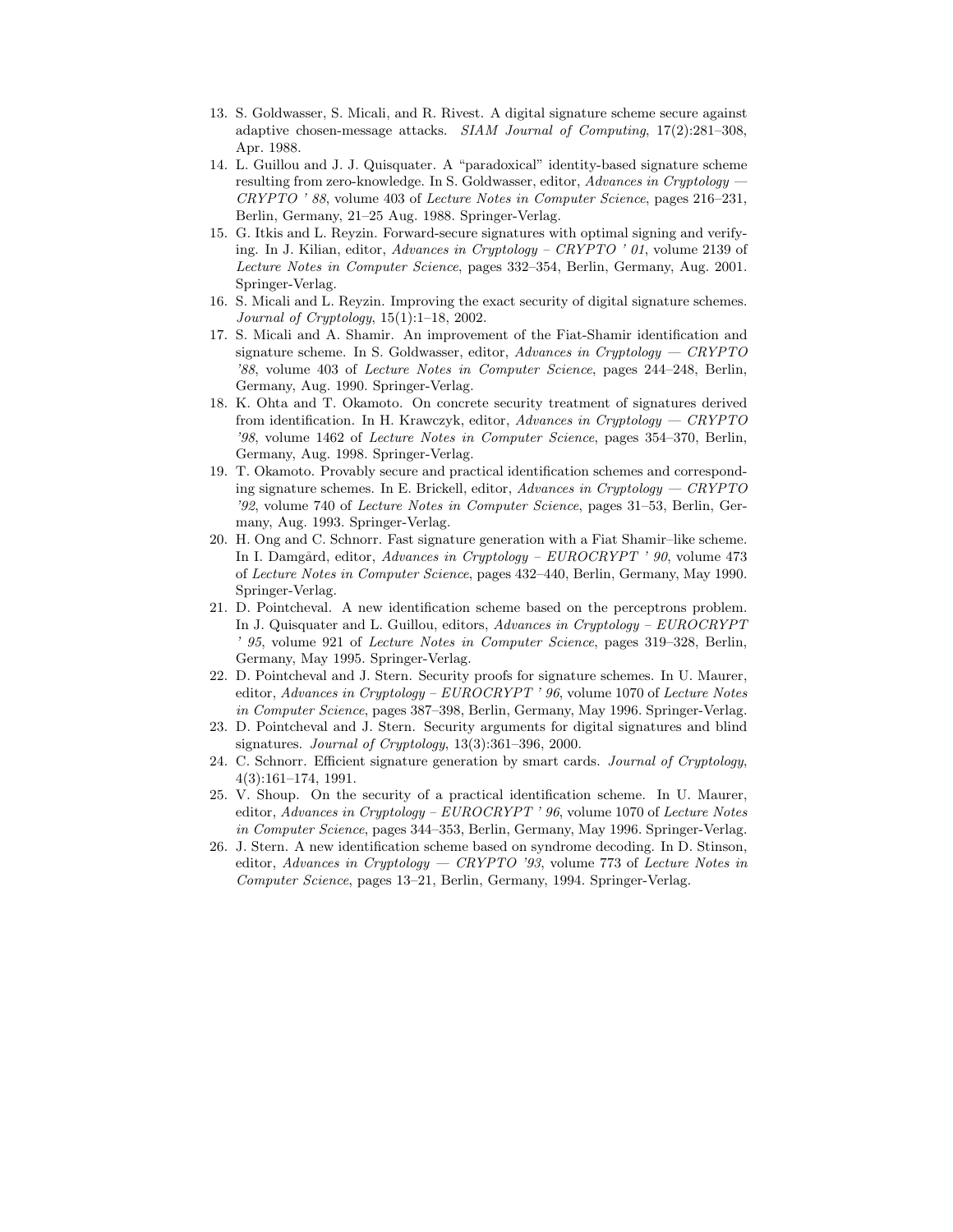13. S. Goldwasser, S. Micali, and R. Rivest. A digital signature scheme secure against adaptive chosen-message attacks. *SIAM Journal of Computing*, 17(2):281–308, Apr. 1988.
14. L. Guillou and J. J. Quisquater. A "paradoxical" identity-based signature scheme resulting from zero-knowledge. In S. Goldwasser, editor, *Advances in Cryptology — CRYPTO ' 88*, volume 403 of *Lecture Notes in Computer Science*, pages 216–231, Berlin, Germany, 21–25 Aug. 1988. Springer-Verlag.
15. G. Itkis and L. Reyzin. Forward-secure signatures with optimal signing and verifying. In J. Kilian, editor, *Advances in Cryptology – CRYPTO ' 01*, volume 2139 of *Lecture Notes in Computer Science*, pages 332–354, Berlin, Germany, Aug. 2001. Springer-Verlag.
16. S. Micali and L. Reyzin. Improving the exact security of digital signature schemes. *Journal of Cryptology*, 15(1):1–18, 2002.
17. S. Micali and A. Shamir. An improvement of the Fiat-Shamir identification and signature scheme. In S. Goldwasser, editor, *Advances in Cryptology — CRYPTO '88*, volume 403 of *Lecture Notes in Computer Science*, pages 244–248, Berlin, Germany, Aug. 1990. Springer-Verlag.
18. K. Ohta and T. Okamoto. On concrete security treatment of signatures derived from identification. In H. Krawczyk, editor, *Advances in Cryptology — CRYPTO '98*, volume 1462 of *Lecture Notes in Computer Science*, pages 354–370, Berlin, Germany, Aug. 1998. Springer-Verlag.
19. T. Okamoto. Provably secure and practical identification schemes and corresponding signature schemes. In E. Brickell, editor, *Advances in Cryptology — CRYPTO '92*, volume 740 of *Lecture Notes in Computer Science*, pages 31–53, Berlin, Germany, Aug. 1993. Springer-Verlag.
20. H. Ong and C. Schnorr. Fast signature generation with a Fiat Shamir–like scheme. In I. Damgård, editor, *Advances in Cryptology – EUROCRYPT ' 90*, volume 473 of *Lecture Notes in Computer Science*, pages 432–440, Berlin, Germany, May 1990. Springer-Verlag.
21. D. Pointcheval. A new identification scheme based on the perceptrons problem. In J. Quisquater and L. Guillou, editors, *Advances in Cryptology – EUROCRYPT ' 95*, volume 921 of *Lecture Notes in Computer Science*, pages 319–328, Berlin, Germany, May 1995. Springer-Verlag.
22. D. Pointcheval and J. Stern. Security proofs for signature schemes. In U. Maurer, editor, *Advances in Cryptology – EUROCRYPT ' 96*, volume 1070 of *Lecture Notes in Computer Science*, pages 387–398, Berlin, Germany, May 1996. Springer-Verlag.
23. D. Pointcheval and J. Stern. Security arguments for digital signatures and blind signatures. *Journal of Cryptology*, 13(3):361–396, 2000.
24. C. Schnorr. Efficient signature generation by smart cards. *Journal of Cryptology*, 4(3):161–174, 1991.
25. V. Shoup. On the security of a practical identification scheme. In U. Maurer, editor, *Advances in Cryptology – EUROCRYPT ' 96*, volume 1070 of *Lecture Notes in Computer Science*, pages 344–353, Berlin, Germany, May 1996. Springer-Verlag.
26. J. Stern. A new identification scheme based on syndrome decoding. In D. Stinson, editor, *Advances in Cryptology — CRYPTO '93*, volume 773 of *Lecture Notes in Computer Science*, pages 13–21, Berlin, Germany, 1994. Springer-Verlag.